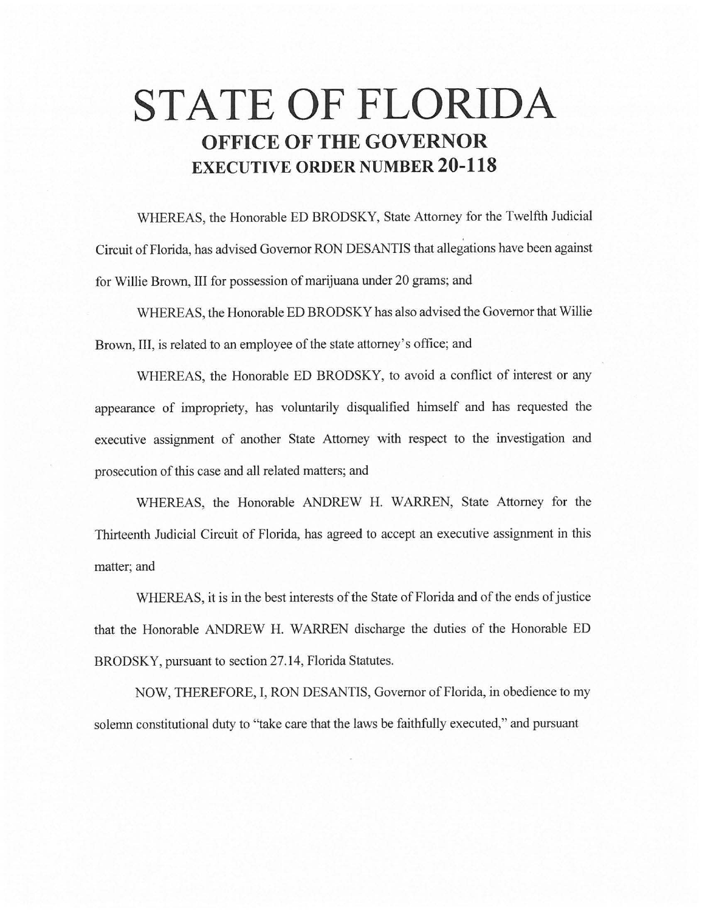# STATE OF FLORIDA

## OFFICE OF THE GOVERNOR

## EXECUTIVE ORDER NUMBER 20-118

WHEREAS, the Honorable ED BRODSKY, State Attorney for the Twelfth Judicial Circuit of Florida, has advised Governor RON DESANTIS that allegations have been against for Willie Brown, III for possession of marijuana under 20 grams; and

WHEREAS, the Honorable ED BRODSKY has also advised the Governor that Willie Brown, III, is related to an employee of the state attorney's office; and

WHEREAS, the Honorable ED BRODSKY, to avoid a conflict of interest or any appearance of impropriety, has voluntarily disqualified himself and has requested the executive assignment of another State Attorney with respect to the investigation and prosecution of this case and all related matters; and

WHEREAS, the Honorable ANDREW H. WARREN, State Attorney for the Thirteenth Judicial Circuit of Florida, has agreed to accept an executive assignment in this matter; and

WHEREAS, it is in the best interests of the State of Florida and of the ends of justice that the Honorable ANDREW H. WARREN discharge the duties of the Honorable ED BRODSKY, pursuant to section 27.14, Florida Statutes.

NOW, THEREFORE, I, RON DESANTIS, Governor of Florida, in obedience to my solemn constitutional duty to "take care that the laws be faithfully executed," and pursuant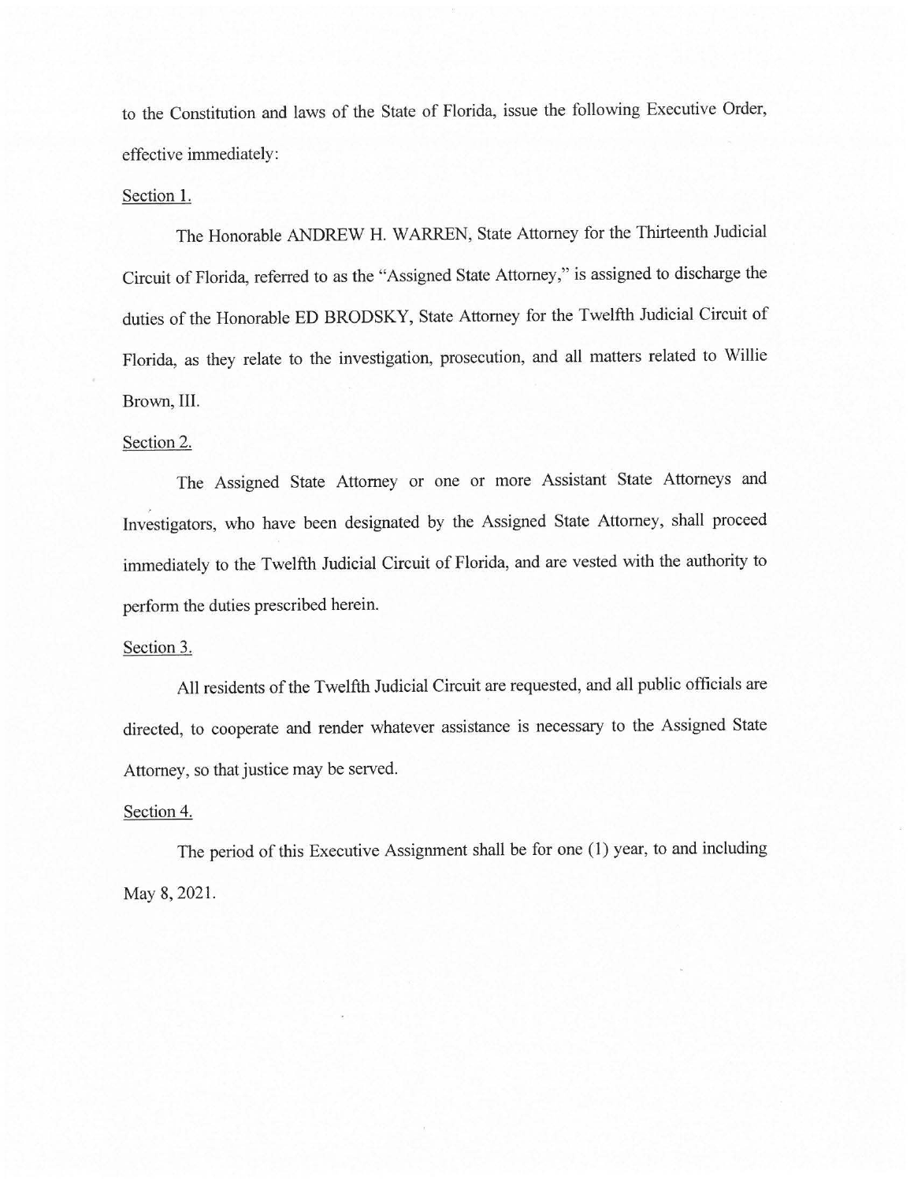to the Constitution and laws of the State of Florida, issue the following Executive Order, effective immediately:

Section 1.

The Honorable ANDREW H. WARREN, State Attorney for the Thirteenth Judicial Circuit of Florida, referred to as the "Assigned State Attorney," is assigned to discharge the duties of the Honorable ED BRODSKY, State Attorney for the Twelfth Judicial Circuit of Florida, as they relate to the investigation, prosecution, and all matters related to Willie Brown, III.

Section 2.

The Assigned State Attorney or one or more Assistant State Attorneys and Investigators, who have been designated by the Assigned State Attorney, shall proceed immediately to the Twelfth Judicial Circuit of Florida, and are vested with the authority to perform the duties prescribed herein.

Section 3.

All residents of the Twelfth Judicial Circuit are requested, and all public officials are directed, to cooperate and render whatever assistance is necessary to the Assigned State Attorney, so that justice may be served.

Section 4.

The period of this Executive Assignment shall be for one (1) year, to and including May 8, 2021.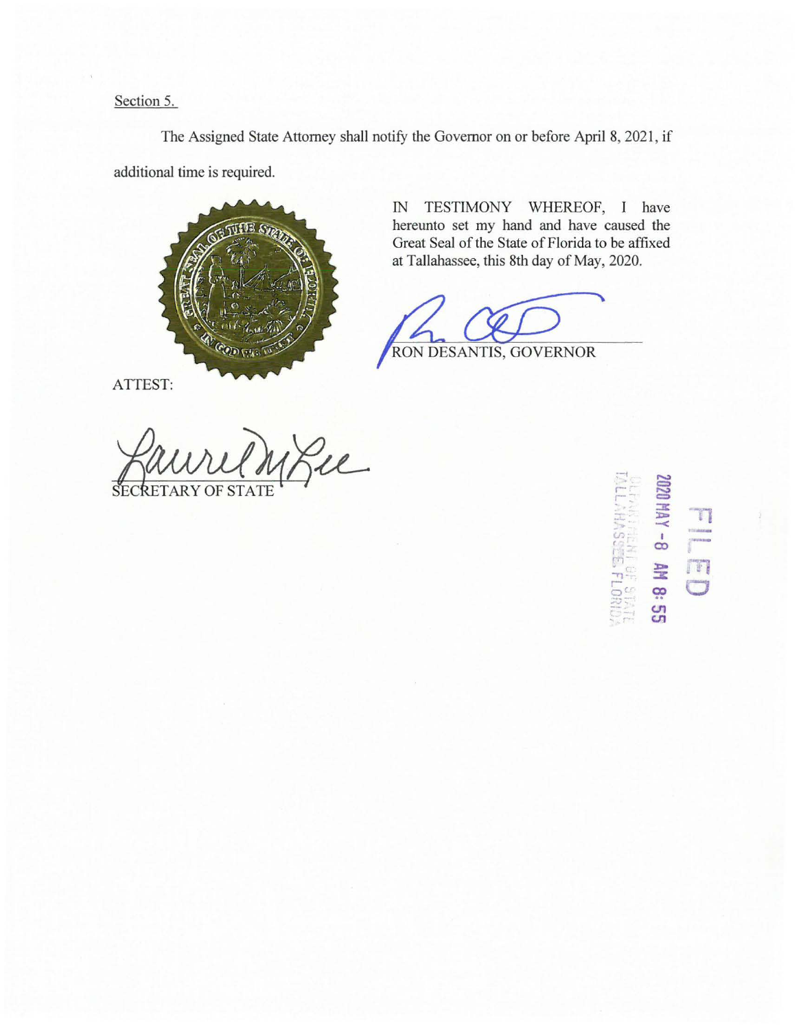Section 5.

The Assigned State Attorney shall notify the Governor on or before April 8, 2021, if additional time is required.

IN TESTIMONY WHEREOF, I have hereunto set my hand and have caused the Great Seal of the State of Florida to be affixed at Tallahassee, this 8th day of May, 2020.

RON DESANTIS, GOVERNOR

ATTEST:

SECRETARY OF STATE

FILED

2020 MAY -8 AM 8:55

DEPARTMENT OF STATE
TALLAHASSEE, FLORIDA